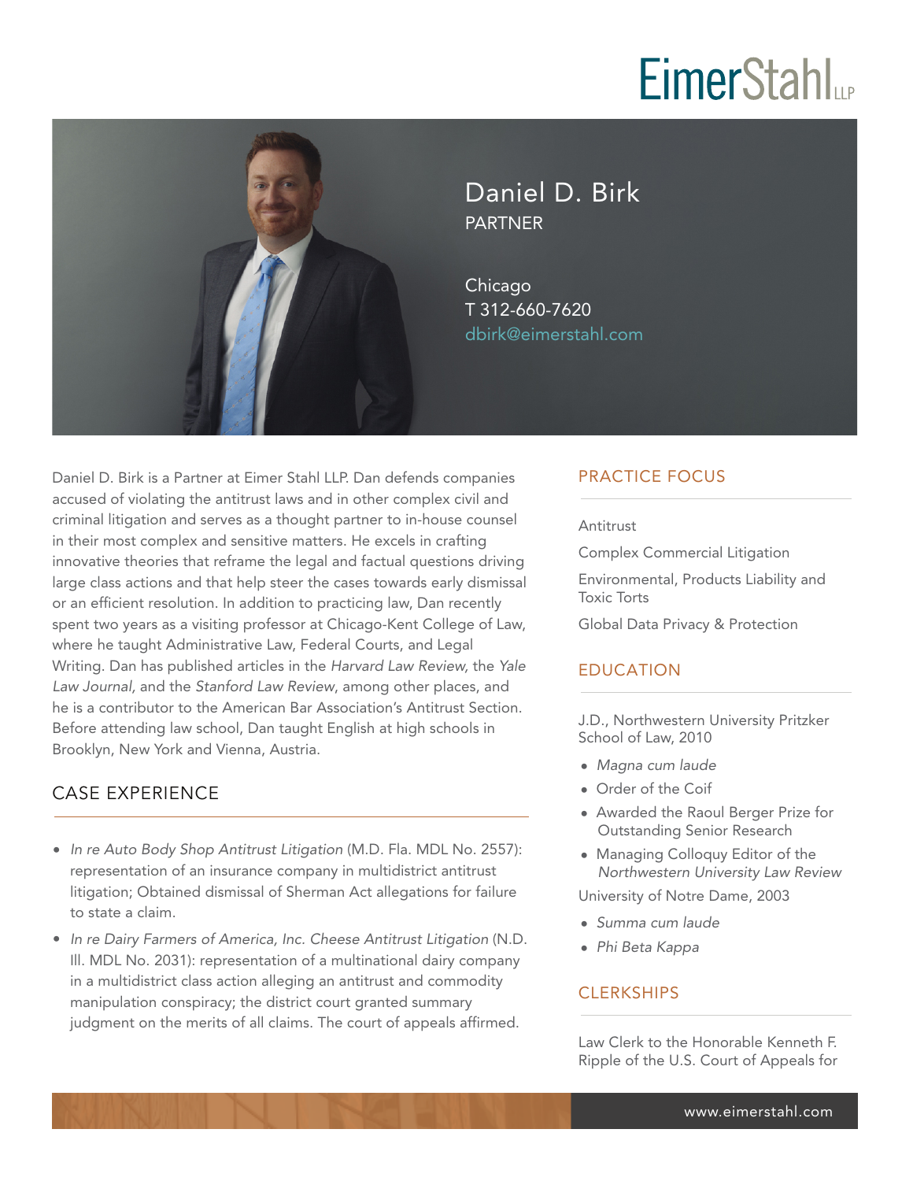# Daniel D. Birk

PARTNER

Chicago
T 312-660-7620
dbirk@eimerstahl.com

Daniel D. Birk is a Partner at Eimer Stahl LLP. Dan defends companies accused of violating the antitrust laws and in other complex civil and criminal litigation and serves as a thought partner to in-house counsel in their most complex and sensitive matters. He excels in crafting innovative theories that reframe the legal and factual questions driving large class actions and that help steer the cases towards early dismissal or an efficient resolution. In addition to practicing law, Dan recently spent two years as a visiting professor at Chicago-Kent College of Law, where he taught Administrative Law, Federal Courts, and Legal Writing. Dan has published articles in the *Harvard Law Review,* the *Yale Law Journal,* and the *Stanford Law Review*, among other places, and he is a contributor to the American Bar Association's Antitrust Section. Before attending law school, Dan taught English at high schools in Brooklyn, New York and Vienna, Austria.

## CASE EXPERIENCE

- *In re Auto Body Shop Antitrust Litigation* (M.D. Fla. MDL No. 2557): representation of an insurance company in multidistrict antitrust litigation; Obtained dismissal of Sherman Act allegations for failure to state a claim.
- *In re Dairy Farmers of America, Inc. Cheese Antitrust Litigation* (N.D. Ill. MDL No. 2031): representation of a multinational dairy company in a multidistrict class action alleging an antitrust and commodity manipulation conspiracy; the district court granted summary judgment on the merits of all claims. The court of appeals affirmed.

## PRACTICE FOCUS

Antitrust

Complex Commercial Litigation

Environmental, Products Liability and Toxic Torts

Global Data Privacy & Protection

## EDUCATION

J.D., Northwestern University Pritzker School of Law, 2010

- *Magna cum laude*
- Order of the Coif
- Awarded the Raoul Berger Prize for Outstanding Senior Research
- Managing Colloquy Editor of the *Northwestern University Law Review*

University of Notre Dame, 2003

- *Summa cum laude*
- *Phi Beta Kappa*

## CLERKSHIPS

Law Clerk to the Honorable Kenneth F. Ripple of the U.S. Court of Appeals for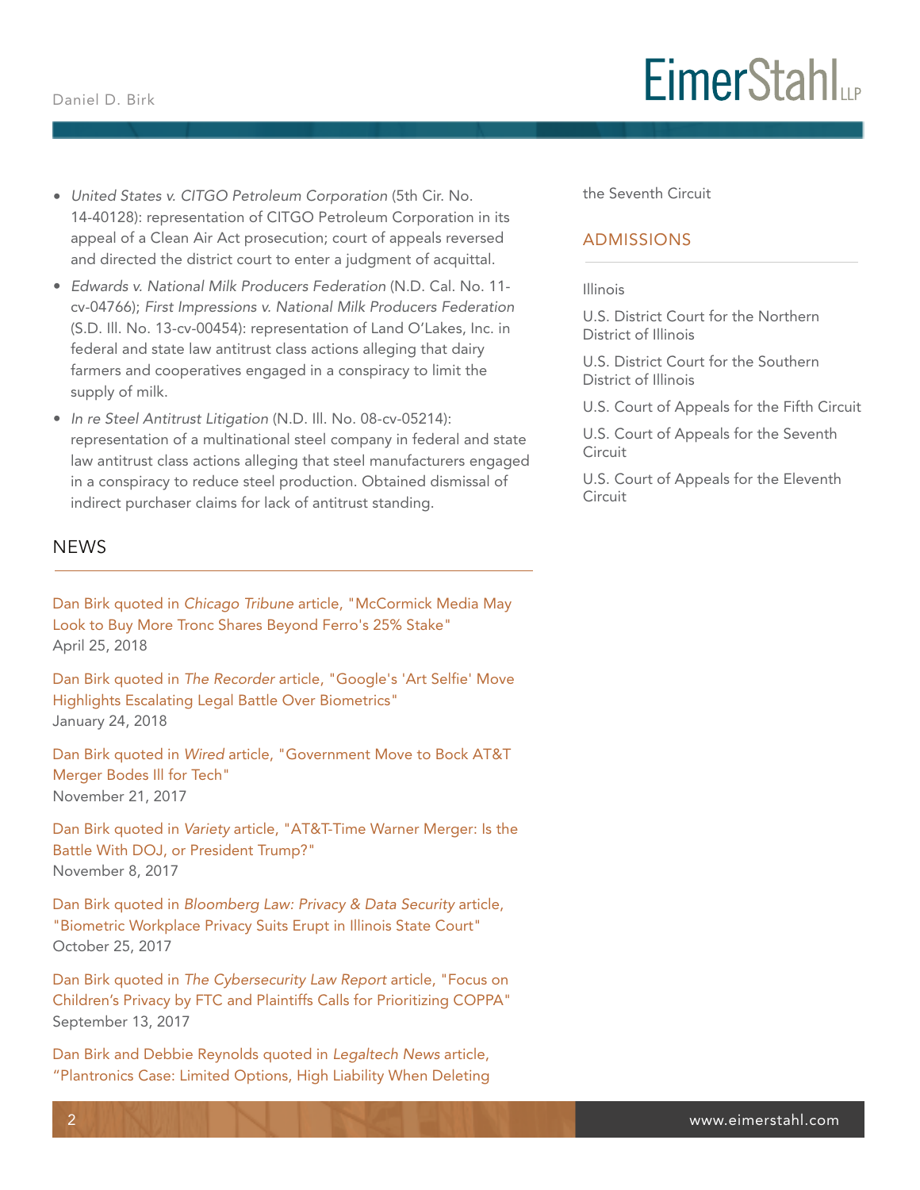- *United States v. CITGO Petroleum Corporation* (5th Cir. No. 14-40128): representation of CITGO Petroleum Corporation in its appeal of a Clean Air Act prosecution; court of appeals reversed and directed the district court to enter a judgment of acquittal.
- *Edwards v. National Milk Producers Federation* (N.D. Cal. No. 11-cv-04766); *First Impressions v. National Milk Producers Federation* (S.D. Ill. No. 13-cv-00454): representation of Land O'Lakes, Inc. in federal and state law antitrust class actions alleging that dairy farmers and cooperatives engaged in a conspiracy to limit the supply of milk.
- *In re Steel Antitrust Litigation* (N.D. Ill. No. 08-cv-05214): representation of a multinational steel company in federal and state law antitrust class actions alleging that steel manufacturers engaged in a conspiracy to reduce steel production. Obtained dismissal of indirect purchaser claims for lack of antitrust standing.

## NEWS

Dan Birk quoted in *Chicago Tribune* article, "McCormick Media May Look to Buy More Tronc Shares Beyond Ferro's 25% Stake"
April 25, 2018

Dan Birk quoted in *The Recorder* article, "Google's 'Art Selfie' Move Highlights Escalating Legal Battle Over Biometrics"
January 24, 2018

Dan Birk quoted in *Wired* article, "Government Move to Bock AT&T Merger Bodes Ill for Tech"
November 21, 2017

Dan Birk quoted in *Variety* article, "AT&T-Time Warner Merger: Is the Battle With DOJ, or President Trump?"
November 8, 2017

Dan Birk quoted in *Bloomberg Law: Privacy & Data Security* article, "Biometric Workplace Privacy Suits Erupt in Illinois State Court"
October 25, 2017

Dan Birk quoted in *The Cybersecurity Law Report* article, "Focus on Children's Privacy by FTC and Plaintiffs Calls for Prioritizing COPPA"
September 13, 2017

Dan Birk and Debbie Reynolds quoted in *Legaltech News* article, "Plantronics Case: Limited Options, High Liability When Deleting

the Seventh Circuit

## ADMISSIONS

Illinois

U.S. District Court for the Northern District of Illinois

U.S. District Court for the Southern District of Illinois

U.S. Court of Appeals for the Fifth Circuit

U.S. Court of Appeals for the Seventh Circuit

U.S. Court of Appeals for the Eleventh Circuit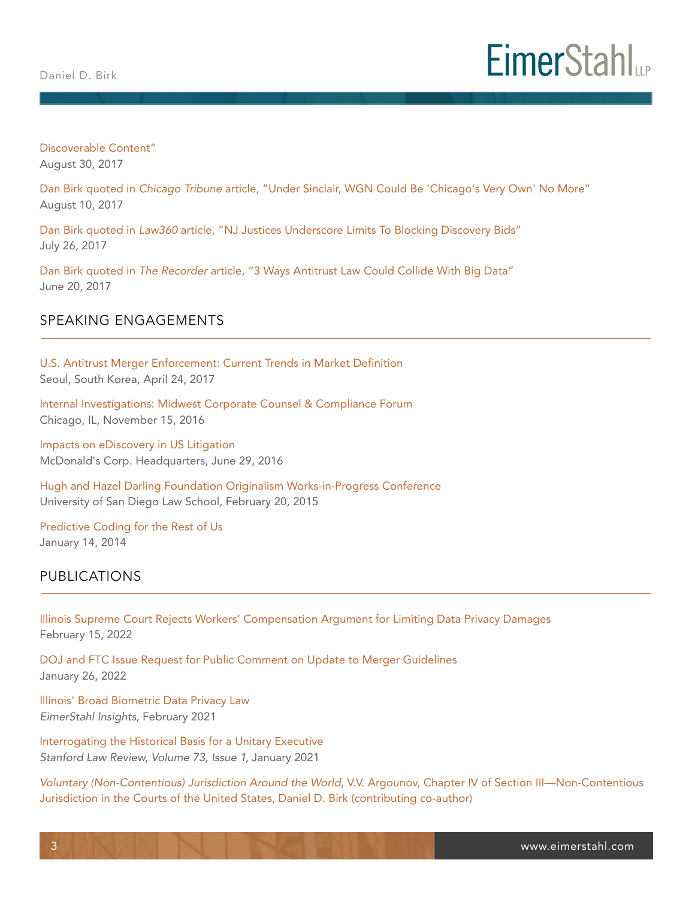Discoverable Content"
August 30, 2017

Dan Birk quoted in *Chicago Tribune* article, "Under Sinclair, WGN Could Be 'Chicago's Very Own' No More"
August 10, 2017

Dan Birk quoted in *Law360* article, "NJ Justices Underscore Limits To Blocking Discovery Bids"
July 26, 2017

Dan Birk quoted in *The Recorder* article, "3 Ways Antitrust Law Could Collide With Big Data"
June 20, 2017

## SPEAKING ENGAGEMENTS

U.S. Antitrust Merger Enforcement: Current Trends in Market Definition
Seoul, South Korea, April 24, 2017

Internal Investigations: Midwest Corporate Counsel & Compliance Forum
Chicago, IL, November 15, 2016

Impacts on eDiscovery in US Litigation
McDonald's Corp. Headquarters, June 29, 2016

Hugh and Hazel Darling Foundation Originalism Works-in-Progress Conference
University of San Diego Law School, February 20, 2015

Predictive Coding for the Rest of Us
January 14, 2014

## PUBLICATIONS

Illinois Supreme Court Rejects Workers' Compensation Argument for Limiting Data Privacy Damages
February 15, 2022

DOJ and FTC Issue Request for Public Comment on Update to Merger Guidelines
January 26, 2022

Illinois' Broad Biometric Data Privacy Law
*EimerStahl Insights*, February 2021

Interrogating the Historical Basis for a Unitary Executive
*Stanford Law Review, Volume 73, Issue 1*, January 2021

*Voluntary (Non-Contentious) Jurisdiction Around the World*, V.V. Argounov, Chapter IV of Section III—Non-Contentious Jurisdiction in the Courts of the United States, Daniel D. Birk (contributing co-author)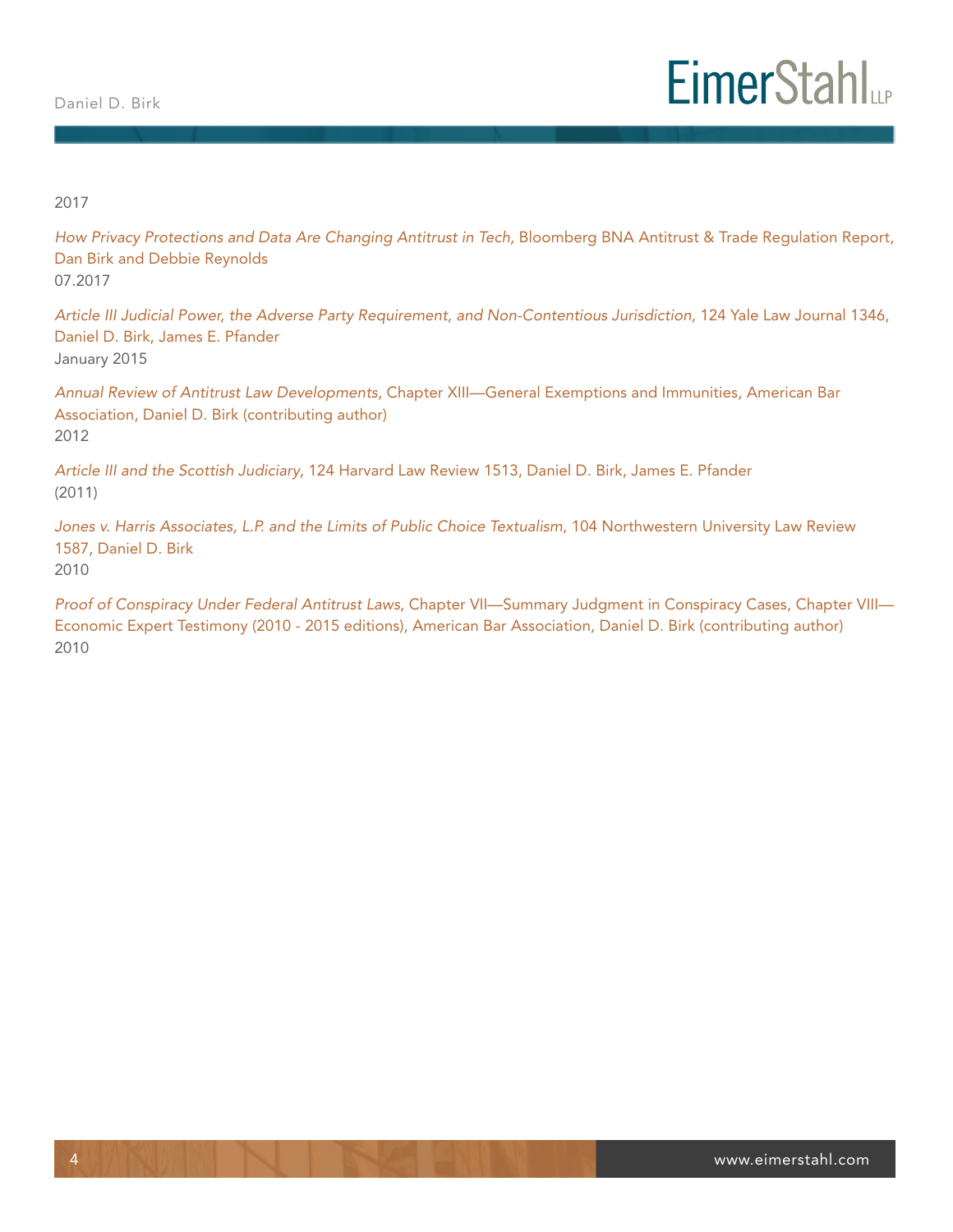2017

*How Privacy Protections and Data Are Changing Antitrust in Tech*, Bloomberg BNA Antitrust & Trade Regulation Report, Dan Birk and Debbie Reynolds
07.2017

*Article III Judicial Power, the Adverse Party Requirement, and Non-Contentious Jurisdiction*, 124 Yale Law Journal 1346, Daniel D. Birk, James E. Pfander
January 2015

*Annual Review of Antitrust Law Developments*, Chapter XIII—General Exemptions and Immunities, American Bar Association, Daniel D. Birk (contributing author)
2012

*Article III and the Scottish Judiciary*, 124 Harvard Law Review 1513, Daniel D. Birk, James E. Pfander
(2011)

*Jones v. Harris Associates, L.P. and the Limits of Public Choice Textualism*, 104 Northwestern University Law Review 1587, Daniel D. Birk
2010

*Proof of Conspiracy Under Federal Antitrust Laws*, Chapter VII—Summary Judgment in Conspiracy Cases, Chapter VIII—Economic Expert Testimony (2010 - 2015 editions), American Bar Association, Daniel D. Birk (contributing author)
2010